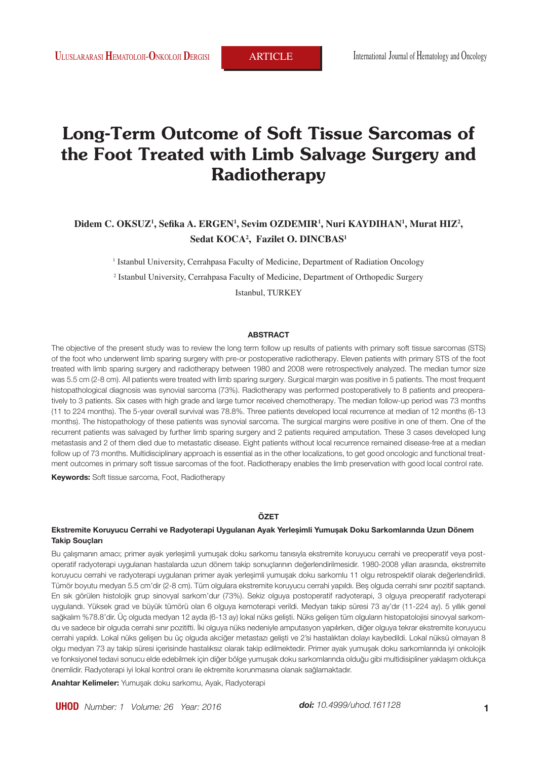# Long-Term Outcome of Soft Tissue Sarcomas of the Foot Treated with Limb Salvage Surgery and Radiotherapy

**Didem C. OKSUZ[1], Sefika A. ERGEN[1], Sevim OZDEMIR[1], Nuri KAYDIHAN[1], Murat HIZ[2], Sedat KOCA[2], Fazilet O. DINCBAS[1]**

[1] Istanbul University, Cerrahpasa Faculty of Medicine, Department of Radiation Oncology

[2] Istanbul University, Cerrahpasa Faculty of Medicine, Department of Orthopedic Surgery

Istanbul, TURKEY

## ABSTRACT

The objective of the present study was to review the long term follow up results of patients with primary soft tissue sarcomas (STS) of the foot who underwent limb sparing surgery with pre-or postoperative radiotherapy. Eleven patients with primary STS of the foot treated with limb sparing surgery and radiotherapy between 1980 and 2008 were retrospectively analyzed. The median tumor size was 5.5 cm (2-8 cm). All patients were treated with limb sparing surgery. Surgical margin was positive in 5 patients. The most frequent histopathological diagnosis was synovial sarcoma (73%). Radiotherapy was performed postoperatively to 8 patients and preoperatively to 3 patients. Six cases with high grade and large tumor received chemotherapy. The median follow-up period was 73 months (11 to 224 months). The 5-year overall survival was 78.8%. Three patients developed local recurrence at median of 12 months (6-13 months). The histopathology of these patients was synovial sarcoma. The surgical margins were positive in one of them. One of the recurrent patients was salvaged by further limb sparing surgery and 2 patients required amputation. These 3 cases developed lung metastasis and 2 of them died due to metastatic disease. Eight patients without local recurrence remained disease-free at a median follow up of 73 months. Multidisciplinary approach is essential as in the other localizations, to get good oncologic and functional treatment outcomes in primary soft tissue sarcomas of the foot. Radiotherapy enables the limb preservation with good local control rate.

**Keywords:** Soft tissue sarcoma, Foot, Radiotherapy

## ÖZET

**Ekstremite Koruyucu Cerrahi ve Radyoterapi Uygulanan Ayak Yerleşimli Yumuşak Doku Sarkomlarında Uzun Dönem Takip Souçları**

Bu çalışmanın amacı; primer ayak yerleşimli yumuşak doku sarkomu tanısıyla ekstremite koruyucu cerrahi ve preoperatif veya postoperatif radyoterapi uygulanan hastalarda uzun dönem takip sonuçlarının değerlendirilmesidir. 1980-2008 yılları arasında, ekstremite koruyucu cerrahi ve radyoterapi uygulanan primer ayak yerleşimli yumuşak doku sarkomlu 11 olgu retrospektif olarak değerlendirildi. Tümör boyutu medyan 5.5 cm'dir (2-8 cm). Tüm olgulara ekstremite koruyucu cerrahi yapıldı. Beş olguda cerrahi sınır pozitif saptandı. En sık görülen histolojik grup sinovyal sarkom'dur (73%). Sekiz olguya postoperatif radyoterapi, 3 olguya preoperatif radyoterapi uygulandı. Yüksek grad ve büyük tümörü olan 6 olguya kemoterapi verildi. Medyan takip süresi 73 ay'dır (11-224 ay). 5 yıllık genel sağkalım %78.8'dir. Üç olguda medyan 12 ayda (6-13 ay) lokal nüks gelişti. Nüks gelişen tüm olguların histopatolojisi sinovyal sarkomdu ve sadece bir olguda cerrahi sınır pozitifti. İki olguya nüks nedeniyle amputasyon yapılırken, diğer olguya tekrar ekstremite koruyucu cerrahi yapıldı. Lokal nüks gelişen bu üç olguda akciğer metastazı gelişti ve 2'si hastalıktan dolayı kaybedildi. Lokal nüksü olmayan 8 olgu medyan 73 ay takip süresi içerisinde hastalıksız olarak takip edilmektedir. Primer ayak yumuşak doku sarkomlarında iyi onkolojik ve fonksiyonel tedavi sonucu elde edebilmek için diğer bölge yumuşak doku sarkomlarında olduğu gibi multidisipliner yaklaşım oldukça önemlidir. Radyoterapi iyi lokal kontrol oranı ile ektremite korunmasına olanak sağlamaktadır.

**Anahtar Kelimeler:** Yumuşak doku sarkomu, Ayak, Radyoterapi

*doi: 10.4999/uhod.161128*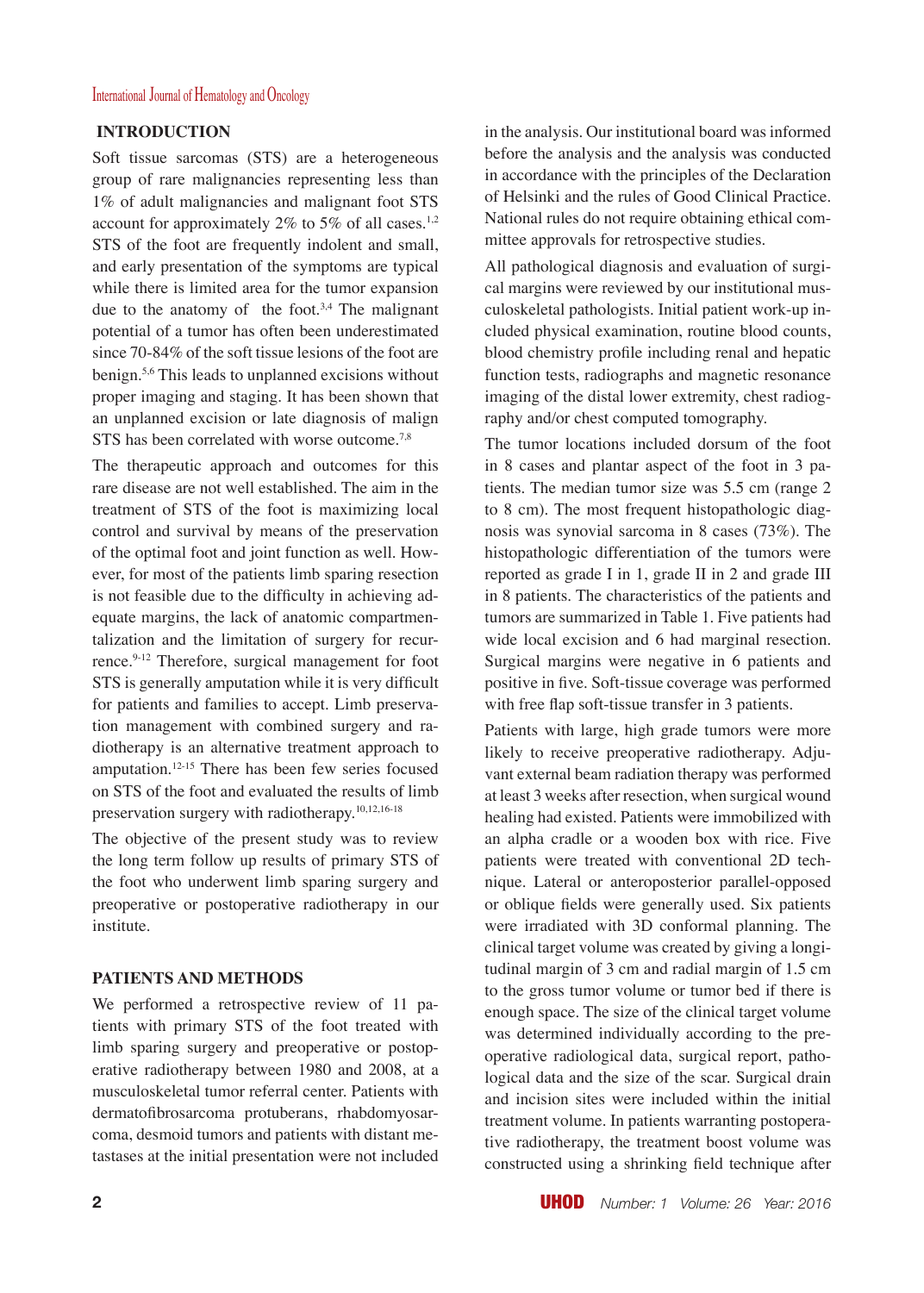## INTRODUCTION

Soft tissue sarcomas (STS) are a heterogeneous group of rare malignancies representing less than 1% of adult malignancies and malignant foot STS account for approximately 2% to 5% of all cases.[1,2] STS of the foot are frequently indolent and small, and early presentation of the symptoms are typical while there is limited area for the tumor expansion due to the anatomy of the foot.[3,4] The malignant potential of a tumor has often been underestimated since 70-84% of the soft tissue lesions of the foot are benign.[5,6] This leads to unplanned excisions without proper imaging and staging. It has been shown that an unplanned excision or late diagnosis of malign STS has been correlated with worse outcome.[7,8]

The therapeutic approach and outcomes for this rare disease are not well established. The aim in the treatment of STS of the foot is maximizing local control and survival by means of the preservation of the optimal foot and joint function as well. However, for most of the patients limb sparing resection is not feasible due to the difficulty in achieving adequate margins, the lack of anatomic compartmentalization and the limitation of surgery for recurrence.[9-12] Therefore, surgical management for foot STS is generally amputation while it is very difficult for patients and families to accept. Limb preservation management with combined surgery and radiotherapy is an alternative treatment approach to amputation.[12-15] There has been few series focused on STS of the foot and evaluated the results of limb preservation surgery with radiotherapy.[10,12,16-18]

The objective of the present study was to review the long term follow up results of primary STS of the foot who underwent limb sparing surgery and preoperative or postoperative radiotherapy in our institute.

## PATIENTS AND METHODS

We performed a retrospective review of 11 patients with primary STS of the foot treated with limb sparing surgery and preoperative or postoperative radiotherapy between 1980 and 2008, at a musculoskeletal tumor referral center. Patients with dermatofibrosarcoma protuberans, rhabdomyosarcoma, desmoid tumors and patients with distant metastases at the initial presentation were not included in the analysis. Our institutional board was informed before the analysis and the analysis was conducted in accordance with the principles of the Declaration of Helsinki and the rules of Good Clinical Practice. National rules do not require obtaining ethical committee approvals for retrospective studies.

All pathological diagnosis and evaluation of surgical margins were reviewed by our institutional musculoskeletal pathologists. Initial patient work-up included physical examination, routine blood counts, blood chemistry profile including renal and hepatic function tests, radiographs and magnetic resonance imaging of the distal lower extremity, chest radiography and/or chest computed tomography.

The tumor locations included dorsum of the foot in 8 cases and plantar aspect of the foot in 3 patients. The median tumor size was 5.5 cm (range 2 to 8 cm). The most frequent histopathologic diagnosis was synovial sarcoma in 8 cases (73%). The histopathologic differentiation of the tumors were reported as grade I in 1, grade II in 2 and grade III in 8 patients. The characteristics of the patients and tumors are summarized in Table 1. Five patients had wide local excision and 6 had marginal resection. Surgical margins were negative in 6 patients and positive in five. Soft-tissue coverage was performed with free flap soft-tissue transfer in 3 patients.

Patients with large, high grade tumors were more likely to receive preoperative radiotherapy. Adjuvant external beam radiation therapy was performed at least 3 weeks after resection, when surgical wound healing had existed. Patients were immobilized with an alpha cradle or a wooden box with rice. Five patients were treated with conventional 2D technique. Lateral or anteroposterior parallel-opposed or oblique fields were generally used. Six patients were irradiated with 3D conformal planning. The clinical target volume was created by giving a longitudinal margin of 3 cm and radial margin of 1.5 cm to the gross tumor volume or tumor bed if there is enough space. The size of the clinical target volume was determined individually according to the preoperative radiological data, surgical report, pathological data and the size of the scar. Surgical drain and incision sites were included within the initial treatment volume. In patients warranting postoperative radiotherapy, the treatment boost volume was constructed using a shrinking field technique after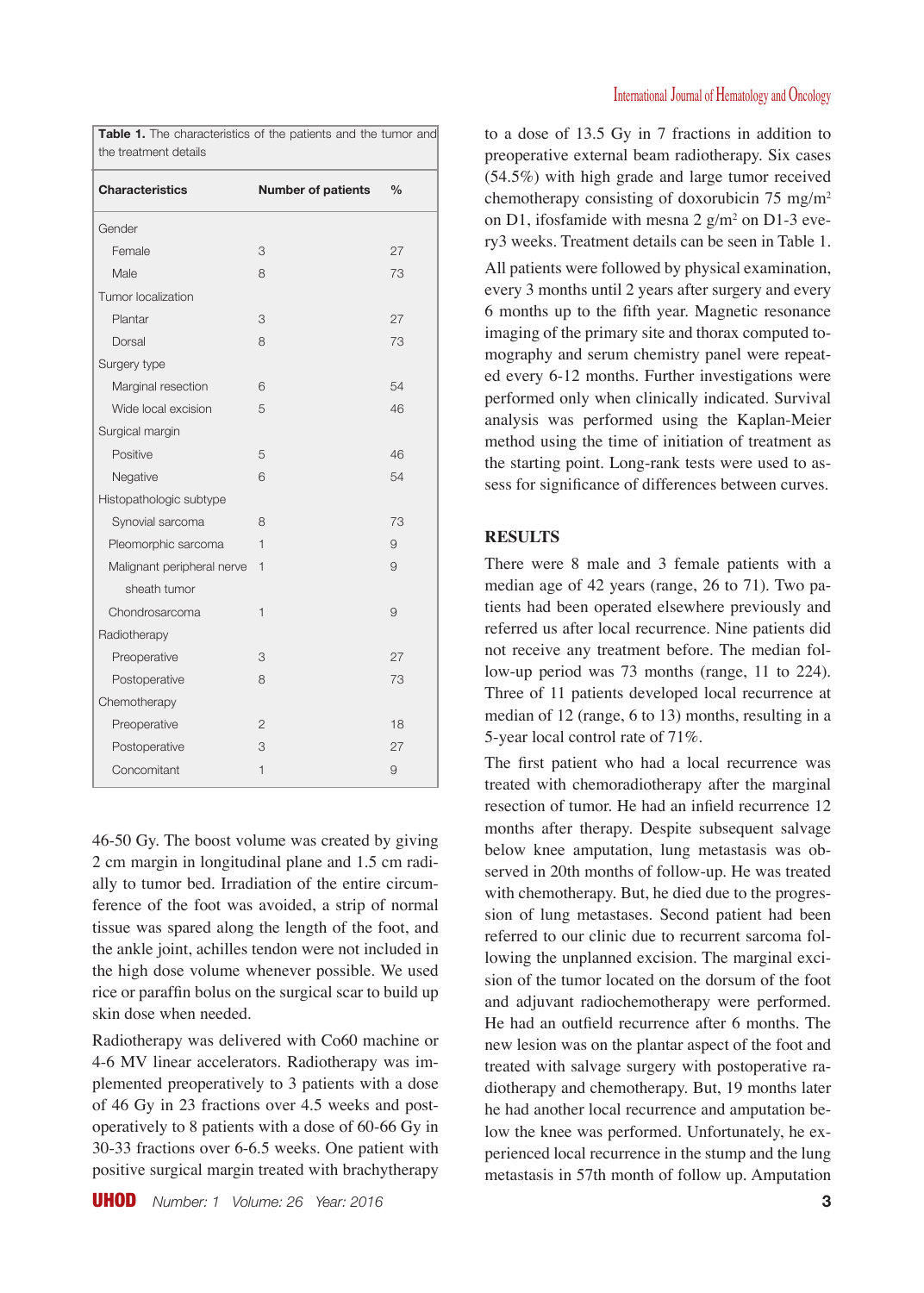**Table 1.** The characteristics of the patients and the tumor and the treatment details

| Characteristics | Number of patients | % |
|---|---|---|
| Gender | | |
| Female | 3 | 27 |
| Male | 8 | 73 |
| Tumor localization | | |
| Plantar | 3 | 27 |
| Dorsal | 8 | 73 |
| Surgery type | | |
| Marginal resection | 6 | 54 |
| Wide local excision | 5 | 46 |
| Surgical margin | | |
| Positive | 5 | 46 |
| Negative | 6 | 54 |
| Histopathologic subtype | | |
| Synovial sarcoma | 8 | 73 |
| Pleomorphic sarcoma | 1 | 9 |
| Malignant peripheral nerve sheath tumor | 1 | 9 |
| Chondrosarcoma | 1 | 9 |
| Radiotherapy | | |
| Preoperative | 3 | 27 |
| Postoperative | 8 | 73 |
| Chemotherapy | | |
| Preoperative | 2 | 18 |
| Postoperative | 3 | 27 |
| Concomitant | 1 | 9 |

46-50 Gy. The boost volume was created by giving 2 cm margin in longitudinal plane and 1.5 cm radially to tumor bed. Irradiation of the entire circumference of the foot was avoided, a strip of normal tissue was spared along the length of the foot, and the ankle joint, achilles tendon were not included in the high dose volume whenever possible. We used rice or paraffin bolus on the surgical scar to build up skin dose when needed.

Radiotherapy was delivered with Co60 machine or 4-6 MV linear accelerators. Radiotherapy was implemented preoperatively to 3 patients with a dose of 46 Gy in 23 fractions over 4.5 weeks and postoperatively to 8 patients with a dose of 60-66 Gy in 30-33 fractions over 6-6.5 weeks. One patient with positive surgical margin treated with brachytherapy to a dose of 13.5 Gy in 7 fractions in addition to preoperative external beam radiotherapy. Six cases (54.5%) with high grade and large tumor received chemotherapy consisting of doxorubicin 75 mg/m$^2$ on D1, ifosfamide with mesna 2 g/m$^2$ on D1-3 every3 weeks. Treatment details can be seen in Table 1.

All patients were followed by physical examination, every 3 months until 2 years after surgery and every 6 months up to the fifth year. Magnetic resonance imaging of the primary site and thorax computed tomography and serum chemistry panel were repeated every 6-12 months. Further investigations were performed only when clinically indicated. Survival analysis was performed using the Kaplan-Meier method using the time of initiation of treatment as the starting point. Long-rank tests were used to assess for significance of differences between curves.

## RESULTS

There were 8 male and 3 female patients with a median age of 42 years (range, 26 to 71). Two patients had been operated elsewhere previously and referred us after local recurrence. Nine patients did not receive any treatment before. The median follow-up period was 73 months (range, 11 to 224). Three of 11 patients developed local recurrence at median of 12 (range, 6 to 13) months, resulting in a 5-year local control rate of 71%.

The first patient who had a local recurrence was treated with chemoradiotherapy after the marginal resection of tumor. He had an infield recurrence 12 months after therapy. Despite subsequent salvage below knee amputation, lung metastasis was observed in 20th months of follow-up. He was treated with chemotherapy. But, he died due to the progression of lung metastases. Second patient had been referred to our clinic due to recurrent sarcoma following the unplanned excision. The marginal excision of the tumor located on the dorsum of the foot and adjuvant radiochemotherapy were performed. He had an outfield recurrence after 6 months. The new lesion was on the plantar aspect of the foot and treated with salvage surgery with postoperative radiotherapy and chemotherapy. But, 19 months later he had another local recurrence and amputation below the knee was performed. Unfortunately, he experienced local recurrence in the stump and the lung metastasis in 57th month of follow up. Amputation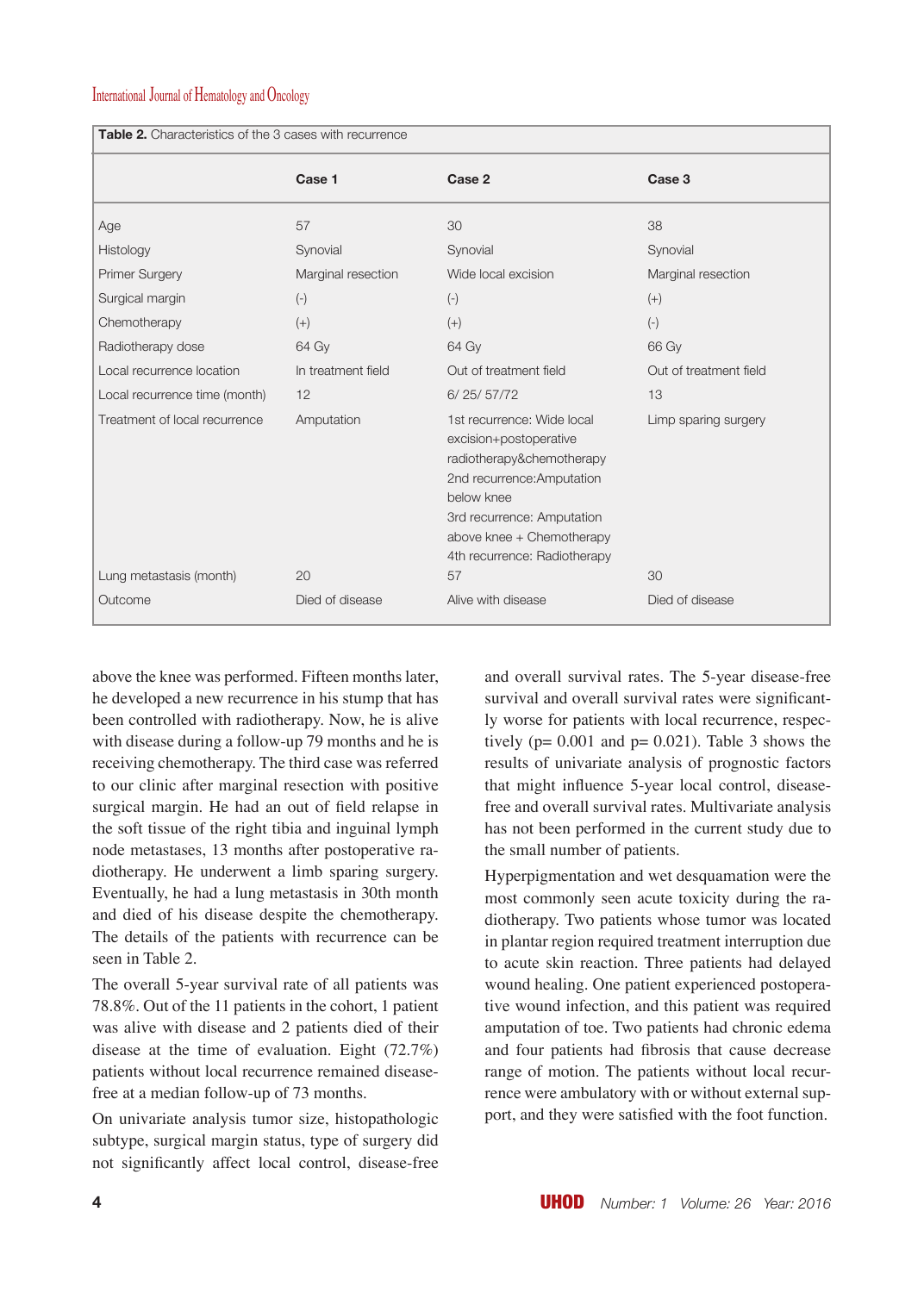**Table 2.** Characteristics of the 3 cases with recurrence

| | Case 1 | Case 2 | Case 3 |
|---|---|---|---|
| Age | 57 | 30 | 38 |
| Histology | Synovial | Synovial | Synovial |
| Primer Surgery | Marginal resection | Wide local excision | Marginal resection |
| Surgical margin | (-) | (-) | (+) |
| Chemotherapy | (+) | (+) | (-) |
| Radiotherapy dose | 64 Gy | 64 Gy | 66 Gy |
| Local recurrence location | In treatment field | Out of treatment field | Out of treatment field |
| Local recurrence time (month) | 12 | 6/ 25/ 57/72 | 13 |
| Treatment of local recurrence | Amputation | 1st recurrence: Wide local excision+postoperative radiotherapy&chemotherapy 2nd recurrence:Amputation below knee 3rd recurrence: Amputation above knee + Chemotherapy 4th recurrence: Radiotherapy | Limp sparing surgery |
| Lung metastasis (month) | 20 | 57 | 30 |
| Outcome | Died of disease | Alive with disease | Died of disease |

above the knee was performed. Fifteen months later, he developed a new recurrence in his stump that has been controlled with radiotherapy. Now, he is alive with disease during a follow-up 79 months and he is receiving chemotherapy. The third case was referred to our clinic after marginal resection with positive surgical margin. He had an out of field relapse in the soft tissue of the right tibia and inguinal lymph node metastases, 13 months after postoperative radiotherapy. He underwent a limb sparing surgery. Eventually, he had a lung metastasis in 30th month and died of his disease despite the chemotherapy. The details of the patients with recurrence can be seen in Table 2.

The overall 5-year survival rate of all patients was 78.8%. Out of the 11 patients in the cohort, 1 patient was alive with disease and 2 patients died of their disease at the time of evaluation. Eight (72.7%) patients without local recurrence remained disease-free at a median follow-up of 73 months.

On univariate analysis tumor size, histopathologic subtype, surgical margin status, type of surgery did not significantly affect local control, disease-free and overall survival rates. The 5-year disease-free survival and overall survival rates were significantly worse for patients with local recurrence, respectively ($p= 0.001$ and $p= 0.021$). Table 3 shows the results of univariate analysis of prognostic factors that might influence 5-year local control, disease-free and overall survival rates. Multivariate analysis has not been performed in the current study due to the small number of patients.

Hyperpigmentation and wet desquamation were the most commonly seen acute toxicity during the radiotherapy. Two patients whose tumor was located in plantar region required treatment interruption due to acute skin reaction. Three patients had delayed wound healing. One patient experienced postoperative wound infection, and this patient was required amputation of toe. Two patients had chronic edema and four patients had fibrosis that cause decrease range of motion. The patients without local recurrence were ambulatory with or without external support, and they were satisfied with the foot function.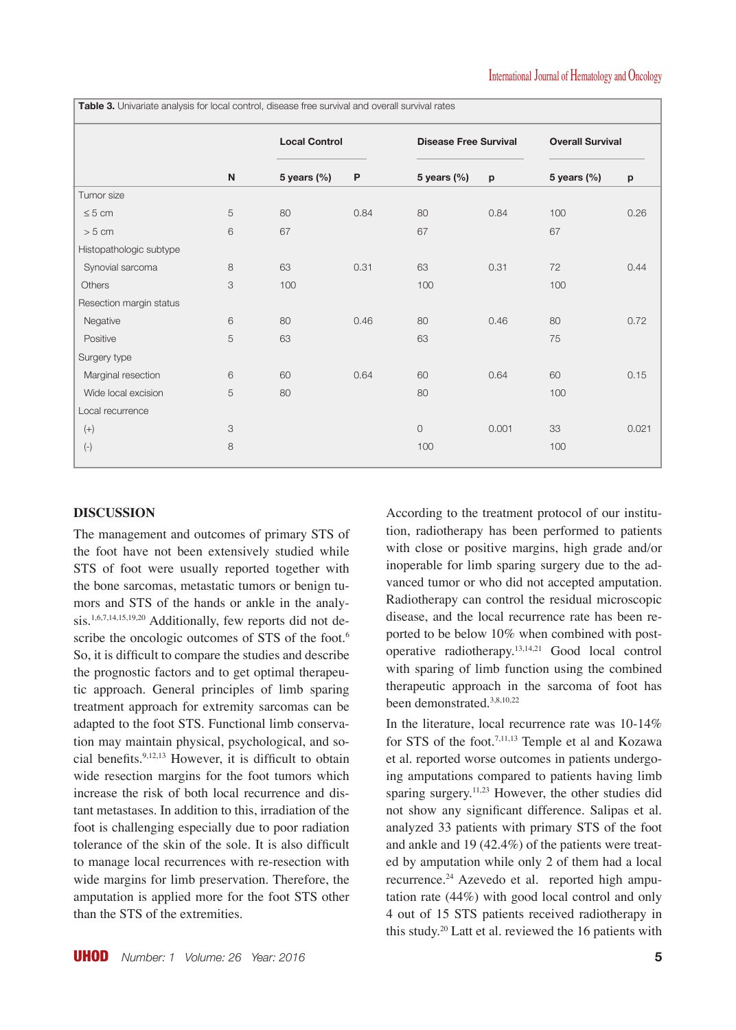**Table 3.** Univariate analysis for local control, disease free survival and overall survival rates

| | | Local Control | | Disease Free Survival | | Overall Survival | |
|---|---|---|---|---|---|---|---|
| | N | 5 years (%) | P | 5 years (%) | p | 5 years (%) | p |
| Tumor size | | | | | | | |
| ≤ 5 cm | 5 | 80 | 0.84 | 80 | 0.84 | 100 | 0.26 |
| > 5 cm | 6 | 67 | | 67 | | 67 | |
| Histopathologic subtype | | | | | | | |
| Synovial sarcoma | 8 | 63 | 0.31 | 63 | 0.31 | 72 | 0.44 |
| Others | 3 | 100 | | 100 | | 100 | |
| Resection margin status | | | | | | | |
| Negative | 6 | 80 | 0.46 | 80 | 0.46 | 80 | 0.72 |
| Positive | 5 | 63 | | 63 | | 75 | |
| Surgery type | | | | | | | |
| Marginal resection | 6 | 60 | 0.64 | 60 | 0.64 | 60 | 0.15 |
| Wide local excision | 5 | 80 | | 80 | | 100 | |
| Local recurrence | | | | | | | |
| (+) | 3 | | | 0 | 0.001 | 33 | 0.021 |
| (-) | 8 | | | 100 | | 100 | |

## DISCUSSION

The management and outcomes of primary STS of the foot have not been extensively studied while STS of foot were usually reported together with the bone sarcomas, metastatic tumors or benign tumors and STS of the hands or ankle in the analysis.[1,6,7,14,15,19,20] Additionally, few reports did not describe the oncologic outcomes of STS of the foot.[6] So, it is difficult to compare the studies and describe the prognostic factors and to get optimal therapeutic approach. General principles of limb sparing treatment approach for extremity sarcomas can be adapted to the foot STS. Functional limb conservation may maintain physical, psychological, and social benefits.[9,12,13] However, it is difficult to obtain wide resection margins for the foot tumors which increase the risk of both local recurrence and distant metastases. In addition to this, irradiation of the foot is challenging especially due to poor radiation tolerance of the skin of the sole. It is also difficult to manage local recurrences with re-resection with wide margins for limb preservation. Therefore, the amputation is applied more for the foot STS other than the STS of the extremities.

According to the treatment protocol of our institution, radiotherapy has been performed to patients with close or positive margins, high grade and/or inoperable for limb sparing surgery due to the advanced tumor or who did not accepted amputation. Radiotherapy can control the residual microscopic disease, and the local recurrence rate has been reported to be below 10% when combined with postoperative radiotherapy.[13,14,21] Good local control with sparing of limb function using the combined therapeutic approach in the sarcoma of foot has been demonstrated.[3,8,10,22]

In the literature, local recurrence rate was 10-14% for STS of the foot.[7,11,13] Temple et al and Kozawa et al. reported worse outcomes in patients undergoing amputations compared to patients having limb sparing surgery.[11,23] However, the other studies did not show any significant difference. Salipas et al. analyzed 33 patients with primary STS of the foot and ankle and 19 (42.4%) of the patients were treated by amputation while only 2 of them had a local recurrence.[24] Azevedo et al. reported high amputation rate (44%) with good local control and only 4 out of 15 STS patients received radiotherapy in this study.[20] Latt et al. reviewed the 16 patients with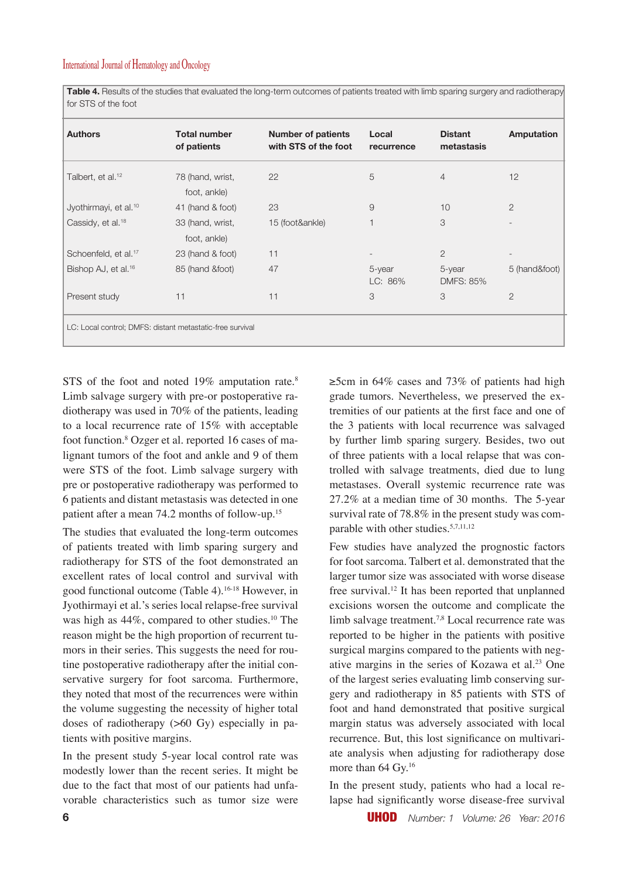**Table 4.** Results of the studies that evaluated the long-term outcomes of patients treated with limb sparing surgery and radiotherapy for STS of the foot

| Authors | Total number of patients | Number of patients with STS of the foot | Local recurrence | Distant metastasis | Amputation |
|---|---|---|---|---|---|
| Talbert, et al.[12] | 78 (hand, wrist, foot, ankle) | 22 | 5 | 4 | 12 |
| Jyothirmayi, et al.[10] | 41 (hand & foot) | 23 | 9 | 10 | 2 |
| Cassidy, et al.[18] | 33 (hand, wrist, foot, ankle) | 15 (foot&ankle) | 1 | 3 | - |
| Schoenfeld, et al.[17] | 23 (hand & foot) | 11 | - | 2 | - |
| Bishop AJ, et al.[16] | 85 (hand &foot) | 47 | 5-year LC: 86% | 5-year DMFS: 85% | 5 (hand&foot) |
| Present study | 11 | 11 | 3 | 3 | 2 |

LC: Local control; DMFS: distant metastatic-free survival

STS of the foot and noted 19% amputation rate.[8] Limb salvage surgery with pre-or postoperative radiotherapy was used in 70% of the patients, leading to a local recurrence rate of 15% with acceptable foot function.[8] Ozger et al. reported 16 cases of malignant tumors of the foot and ankle and 9 of them were STS of the foot. Limb salvage surgery with pre or postoperative radiotherapy was performed to 6 patients and distant metastasis was detected in one patient after a mean 74.2 months of follow-up.[15]

The studies that evaluated the long-term outcomes of patients treated with limb sparing surgery and radiotherapy for STS of the foot demonstrated an excellent rates of local control and survival with good functional outcome (Table 4).[16-18] However, in Jyothirmayi et al.'s series local relapse-free survival was high as 44%, compared to other studies.[10] The reason might be the high proportion of recurrent tumors in their series. This suggests the need for routine postoperative radiotherapy after the initial conservative surgery for foot sarcoma. Furthermore, they noted that most of the recurrences were within the volume suggesting the necessity of higher total doses of radiotherapy (>60 Gy) especially in patients with positive margins.

In the present study 5-year local control rate was modestly lower than the recent series. It might be due to the fact that most of our patients had unfavorable characteristics such as tumor size were ≥5cm in 64% cases and 73% of patients had high grade tumors. Nevertheless, we preserved the extremities of our patients at the first face and one of the 3 patients with local recurrence was salvaged by further limb sparing surgery. Besides, two out of three patients with a local relapse that was controlled with salvage treatments, died due to lung metastases. Overall systemic recurrence rate was 27.2% at a median time of 30 months. The 5-year survival rate of 78.8% in the present study was comparable with other studies.[5,7,11,12]

Few studies have analyzed the prognostic factors for foot sarcoma. Talbert et al. demonstrated that the larger tumor size was associated with worse disease free survival.[12] It has been reported that unplanned excisions worsen the outcome and complicate the limb salvage treatment.[7,8] Local recurrence rate was reported to be higher in the patients with positive surgical margins compared to the patients with negative margins in the series of Kozawa et al.[23] One of the largest series evaluating limb conserving surgery and radiotherapy in 85 patients with STS of foot and hand demonstrated that positive surgical margin status was adversely associated with local recurrence. But, this lost significance on multivariate analysis when adjusting for radiotherapy dose more than 64 Gy.[16]

In the present study, patients who had a local relapse had significantly worse disease-free survival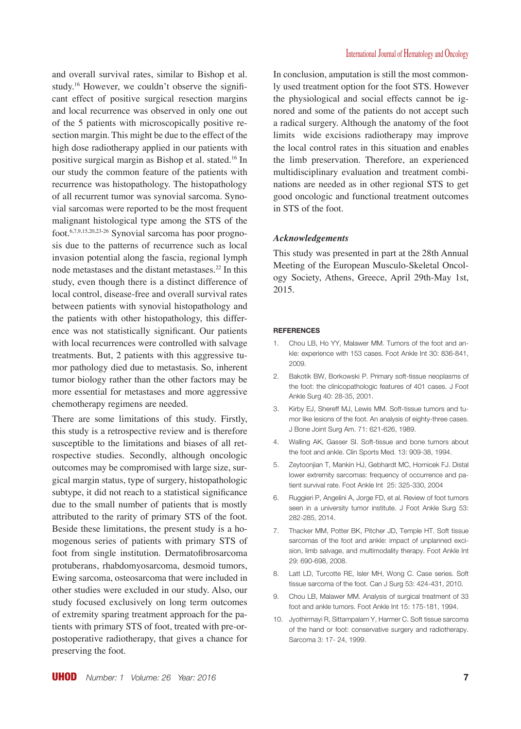and overall survival rates, similar to Bishop et al. study.[16] However, we couldn't observe the significant effect of positive surgical resection margins and local recurrence was observed in only one out of the 5 patients with microscopically positive resection margin. This might be due to the effect of the high dose radiotherapy applied in our patients with positive surgical margin as Bishop et al. stated.[16] In our study the common feature of the patients with recurrence was histopathology. The histopathology of all recurrent tumor was synovial sarcoma. Synovial sarcomas were reported to be the most frequent malignant histological type among the STS of the foot.[6,7,9,15,20,23-26] Synovial sarcoma has poor prognosis due to the patterns of recurrence such as local invasion potential along the fascia, regional lymph node metastases and the distant metastases.[22] In this study, even though there is a distinct difference of local control, disease-free and overall survival rates between patients with synovial histopathology and the patients with other histopathology, this difference was not statistically significant. Our patients with local recurrences were controlled with salvage treatments. But, 2 patients with this aggressive tumor pathology died due to metastasis. So, inherent tumor biology rather than the other factors may be more essential for metastases and more aggressive chemotherapy regimens are needed.

There are some limitations of this study. Firstly, this study is a retrospective review and is therefore susceptible to the limitations and biases of all retrospective studies. Secondly, although oncologic outcomes may be compromised with large size, surgical margin status, type of surgery, histopathologic subtype, it did not reach to a statistical significance due to the small number of patients that is mostly attributed to the rarity of primary STS of the foot. Beside these limitations, the present study is a homogenous series of patients with primary STS of foot from single institution. Dermatofibrosarcoma protuberans, rhabdomyosarcoma, desmoid tumors, Ewing sarcoma, osteosarcoma that were included in other studies were excluded in our study. Also, our study focused exclusively on long term outcomes of extremity sparing treatment approach for the patients with primary STS of foot, treated with pre-or-postoperative radiotherapy, that gives a chance for preserving the foot.

In conclusion, amputation is still the most commonly used treatment option for the foot STS. However the physiological and social effects cannot be ignored and some of the patients do not accept such a radical surgery. Although the anatomy of the foot limits wide excisions radiotherapy may improve the local control rates in this situation and enables the limb preservation. Therefore, an experienced multidisciplinary evaluation and treatment combinations are needed as in other regional STS to get good oncologic and functional treatment outcomes in STS of the foot.

### *Acknowledgements*

This study was presented in part at the 28th Annual Meeting of the European Musculo-Skeletal Oncology Society, Athens, Greece, April 29th-May 1st, 2015.

#### REFERENCES

1. Chou LB, Ho YY, Malawer MM. Tumors of the foot and ankle: experience with 153 cases. Foot Ankle Int 30: 836-841, 2009.
2. Bakotik BW, Borkowski P. Primary soft-tissue neoplasms of the foot: the clinicopathologic features of 401 cases. J Foot Ankle Surg 40: 28-35, 2001.
3. Kirby EJ, Shereff MJ, Lewis MM. Soft-tissue tumors and tumor like lesions of the foot. An analysis of eighty-three cases. J Bone Joint Surg Am. 71: 621-626, 1989.
4. Walling AK, Gasser SI. Soft-tissue and bone tumors about the foot and ankle. Clin Sports Med. 13: 909-38, 1994.
5. Zeytoonjian T, Mankin HJ, Gebhardt MC, Hornicek FJ. Distal lower extremity sarcomas: frequency of occurrence and patient survival rate. Foot Ankle Int 25: 325-330, 2004
6. Ruggieri P, Angelini A, Jorge FD, et al. Review of foot tumors seen in a university tumor institute. J Foot Ankle Surg 53: 282-285, 2014.
7. Thacker MM, Potter BK, Pitcher JD, Temple HT. Soft tissue sarcomas of the foot and ankle: impact of unplanned excision, limb salvage, and multimodality therapy. Foot Ankle Int 29: 690-698, 2008.
8. Latt LD, Turcotte RE, Isler MH, Wong C. Case series. Soft tissue sarcoma of the foot. Can J Surg 53: 424-431, 2010.
9. Chou LB, Malawer MM. Analysis of surgical treatment of 33 foot and ankle tumors. Foot Ankle Int 15: 175-181, 1994.
10. Jyothirmayi R, Sittampalam Y, Harmer C. Soft tissue sarcoma of the hand or foot: conservative surgery and radiotherapy. Sarcoma 3: 17- 24, 1999.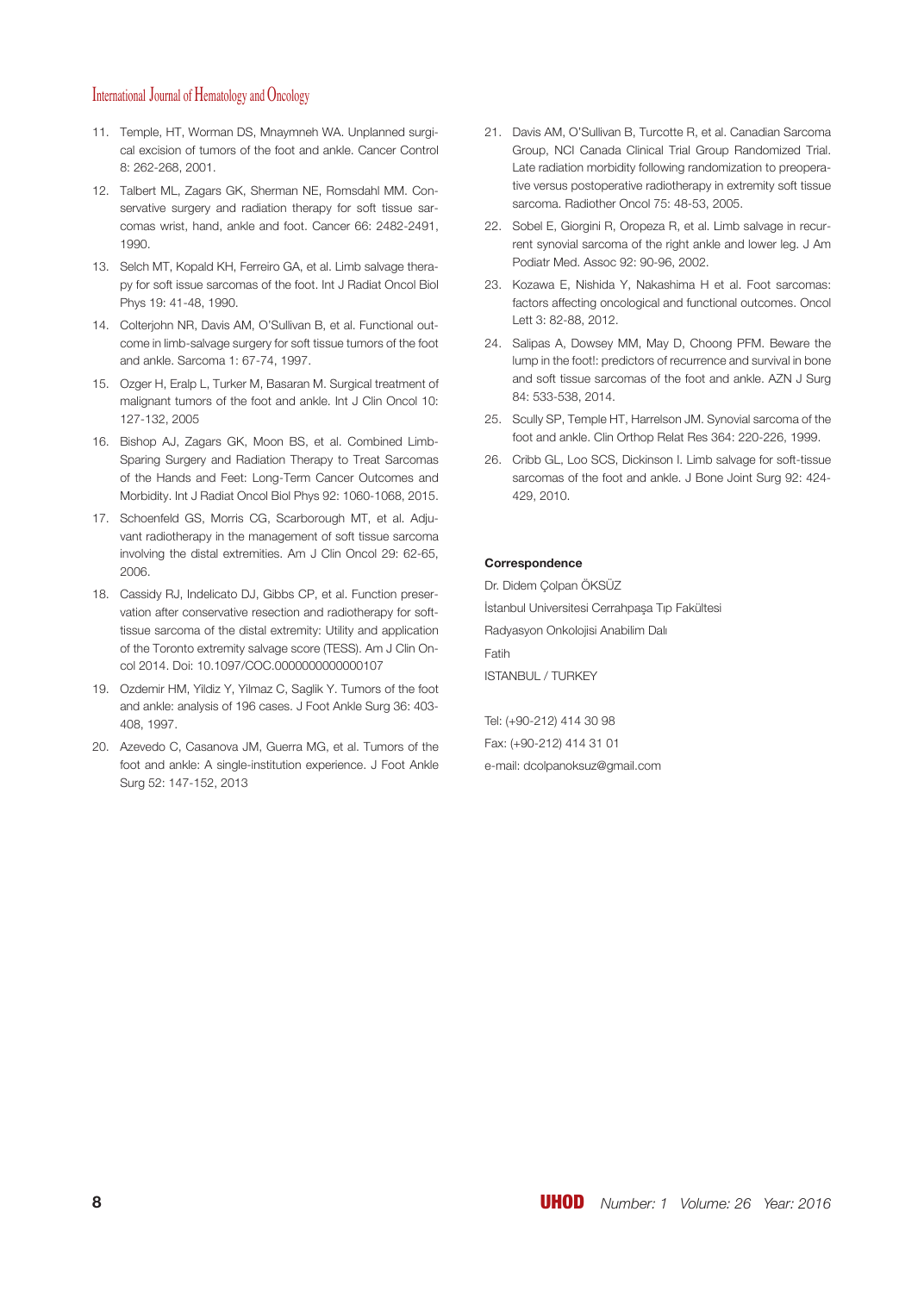11. Temple, HT, Worman DS, Mnaymneh WA. Unplanned surgical excision of tumors of the foot and ankle. Cancer Control 8: 262-268, 2001.
12. Talbert ML, Zagars GK, Sherman NE, Romsdahl MM. Conservative surgery and radiation therapy for soft tissue sarcomas wrist, hand, ankle and foot. Cancer 66: 2482-2491, 1990.
13. Selch MT, Kopald KH, Ferreiro GA, et al. Limb salvage therapy for soft issue sarcomas of the foot. Int J Radiat Oncol Biol Phys 19: 41-48, 1990.
14. Colterjohn NR, Davis AM, O'Sullivan B, et al. Functional outcome in limb-salvage surgery for soft tissue tumors of the foot and ankle. Sarcoma 1: 67-74, 1997.
15. Ozger H, Eralp L, Turker M, Basaran M. Surgical treatment of malignant tumors of the foot and ankle. Int J Clin Oncol 10: 127-132, 2005
16. Bishop AJ, Zagars GK, Moon BS, et al. Combined Limb-Sparing Surgery and Radiation Therapy to Treat Sarcomas of the Hands and Feet: Long-Term Cancer Outcomes and Morbidity. Int J Radiat Oncol Biol Phys 92: 1060-1068, 2015.
17. Schoenfeld GS, Morris CG, Scarborough MT, et al. Adjuvant radiotherapy in the management of soft tissue sarcoma involving the distal extremities. Am J Clin Oncol 29: 62-65, 2006.
18. Cassidy RJ, Indelicato DJ, Gibbs CP, et al. Function preservation after conservative resection and radiotherapy for soft-tissue sarcoma of the distal extremity: Utility and application of the Toronto extremity salvage score (TESS). Am J Clin Oncol 2014. Doi: 10.1097/COC.0000000000000107
19. Ozdemir HM, Yildiz Y, Yilmaz C, Saglik Y. Tumors of the foot and ankle: analysis of 196 cases. J Foot Ankle Surg 36: 403-408, 1997.
20. Azevedo C, Casanova JM, Guerra MG, et al. Tumors of the foot and ankle: A single-institution experience. J Foot Ankle Surg 52: 147-152, 2013
21. Davis AM, O'Sullivan B, Turcotte R, et al. Canadian Sarcoma Group, NCI Canada Clinical Trial Group Randomized Trial. Late radiation morbidity following randomization to preoperative versus postoperative radiotherapy in extremity soft tissue sarcoma. Radiother Oncol 75: 48-53, 2005.
22. Sobel E, Giorgini R, Oropeza R, et al. Limb salvage in recurrent synovial sarcoma of the right ankle and lower leg. J Am Podiatr Med. Assoc 92: 90-96, 2002.
23. Kozawa E, Nishida Y, Nakashima H et al. Foot sarcomas: factors affecting oncological and functional outcomes. Oncol Lett 3: 82-88, 2012.
24. Salipas A, Dowsey MM, May D, Choong PFM. Beware the lump in the foot!: predictors of recurrence and survival in bone and soft tissue sarcomas of the foot and ankle. AZN J Surg 84: 533-538, 2014.
25. Scully SP, Temple HT, Harrelson JM. Synovial sarcoma of the foot and ankle. Clin Orthop Relat Res 364: 220-226, 1999.
26. Cribb GL, Loo SCS, Dickinson I. Limb salvage for soft-tissue sarcomas of the foot and ankle. J Bone Joint Surg 92: 424-429, 2010.

**Correspondence**

Dr. Didem Çolpan ÖKSÜZ

İstanbul Universitesi Cerrahpaşa Tıp Fakültesi

Radyasyon Onkolojisi Anabilim Dalı

Fatih

ISTANBUL / TURKEY

Tel: (+90-212) 414 30 98

Fax: (+90-212) 414 31 01

e-mail: dcolpanoksuz@gmail.com